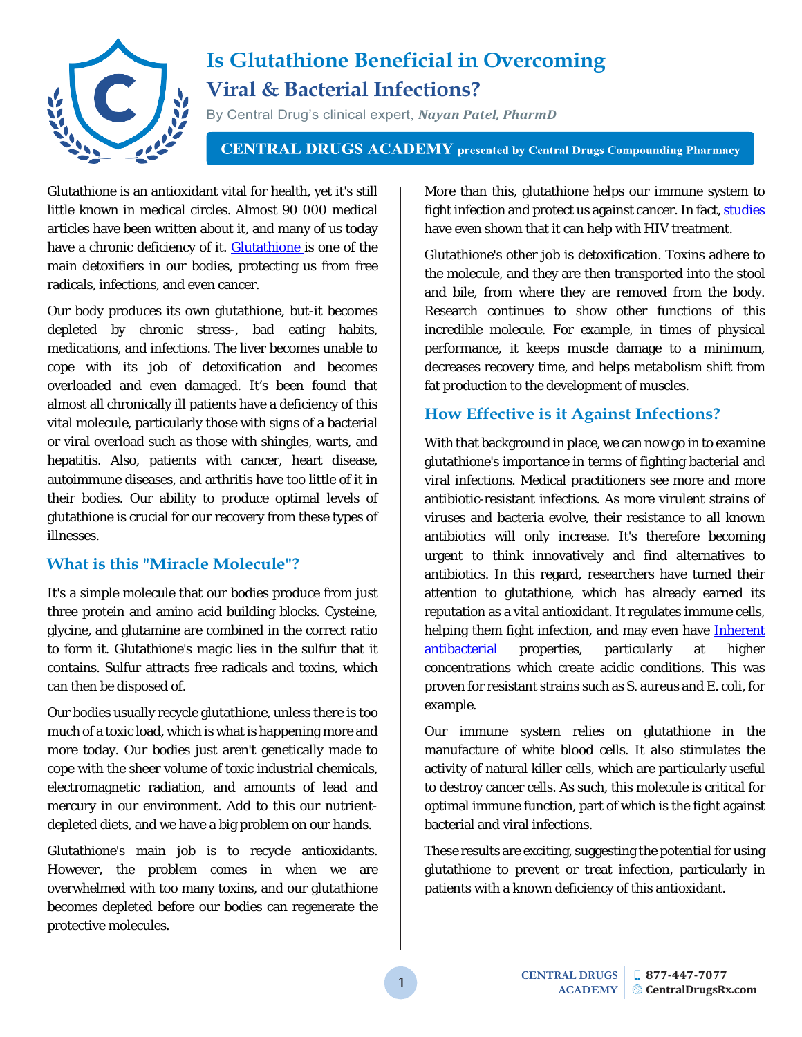# Is Glutathione Beneficial in Overcoming Viral & Bacterial Infections?

By Central Drug's clinical expert, ***Nayan Patel, PharmD***

**CENTRAL DRUGS ACADEMY presented by Central Drugs Compounding Pharmacy**

Glutathione is an antioxidant vital for health, yet it's still little known in medical circles. Almost 90 000 medical articles have been written about it, and many of us today have a chronic deficiency of it. Glutathione is one of the main detoxifiers in our bodies, protecting us from free radicals, infections, and even cancer.

Our body produces its own glutathione, but-it becomes depleted by chronic stress-, bad eating habits, medications, and infections. The liver becomes unable to cope with its job of detoxification and becomes overloaded and even damaged. It's been found that almost all chronically ill patients have a deficiency of this vital molecule, particularly those with signs of a bacterial or viral overload such as those with shingles, warts, and hepatitis. Also, patients with cancer, heart disease, autoimmune diseases, and arthritis have too little of it in their bodies. Our ability to produce optimal levels of glutathione is crucial for our recovery from these types of illnesses.

## What is this "Miracle Molecule"?

It's a simple molecule that our bodies produce from just three protein and amino acid building blocks. Cysteine, glycine, and glutamine are combined in the correct ratio to form it. Glutathione's magic lies in the sulfur that it contains. Sulfur attracts free radicals and toxins, which can then be disposed of.

Our bodies usually recycle glutathione, unless there is too much of a toxic load, which is what is happening more and more today. Our bodies just aren't genetically made to cope with the sheer volume of toxic industrial chemicals, electromagnetic radiation, and amounts of lead and mercury in our environment. Add to this our nutrient-depleted diets, and we have a big problem on our hands.

Glutathione's main job is to recycle antioxidants. However, the problem comes in when we are overwhelmed with too many toxins, and our glutathione becomes depleted before our bodies can regenerate the protective molecules.

More than this, glutathione helps our immune system to fight infection and protect us against cancer. In fact, studies have even shown that it can help with HIV treatment.

Glutathione's other job is detoxification. Toxins adhere to the molecule, and they are then transported into the stool and bile, from where they are removed from the body. Research continues to show other functions of this incredible molecule. For example, in times of physical performance, it keeps muscle damage to a minimum, decreases recovery time, and helps metabolism shift from fat production to the development of muscles.

## How Effective is it Against Infections?

With that background in place, we can now go in to examine glutathione's importance in terms of fighting bacterial and viral infections. Medical practitioners see more and more antibiotic-resistant infections. As more virulent strains of viruses and bacteria evolve, their resistance to all known antibiotics will only increase. It's therefore becoming urgent to think innovatively and find alternatives to antibiotics. In this regard, researchers have turned their attention to glutathione, which has already earned its reputation as a vital antioxidant. It regulates immune cells, helping them fight infection, and may even have Inherent antibacterial properties, particularly at higher concentrations which create acidic conditions. This was proven for resistant strains such as S. aureus and E. coli, for example.

Our immune system relies on glutathione in the manufacture of white blood cells. It also stimulates the activity of natural killer cells, which are particularly useful to destroy cancer cells. As such, this molecule is critical for optimal immune function, part of which is the fight against bacterial and viral infections.

These results are exciting, suggesting the potential for using glutathione to prevent or treat infection, particularly in patients with a known deficiency of this antioxidant.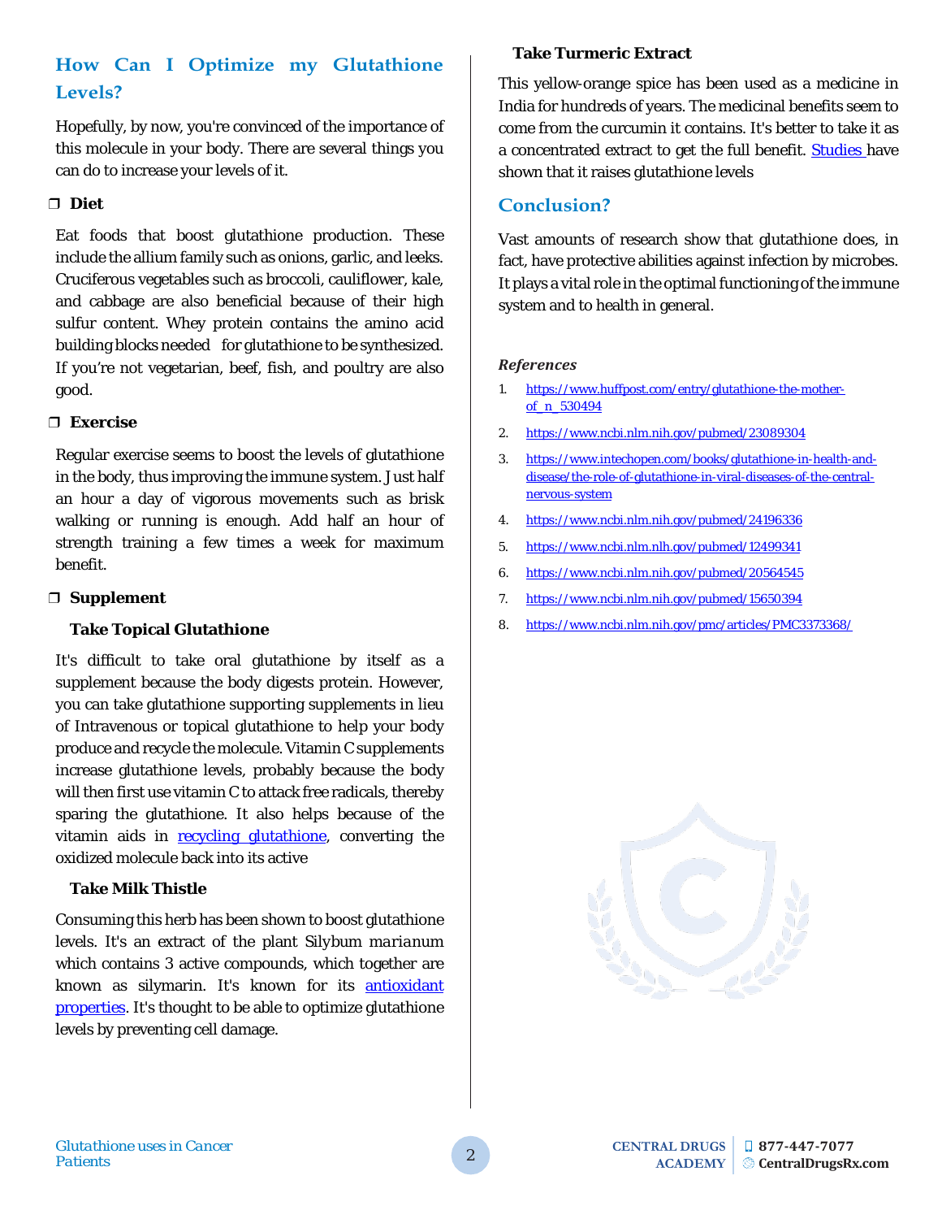## How Can I Optimize my Glutathione Levels?

Hopefully, by now, you're convinced of the importance of this molecule in your body. There are several things you can do to increase your levels of it.

- **Diet**

Eat foods that boost glutathione production. These include the allium family such as onions, garlic, and leeks. Cruciferous vegetables such as broccoli, cauliflower, kale, and cabbage are also beneficial because of their high sulfur content. Whey protein contains the amino acid building blocks needed for glutathione to be synthesized. If you're not vegetarian, beef, fish, and poultry are also good.

- **Exercise**

Regular exercise seems to boost the levels of glutathione in the body, thus improving the immune system. Just half an hour a day of vigorous movements such as brisk walking or running is enough. Add half an hour of strength training a few times a week for maximum benefit.

- **Supplement**

**Take Topical Glutathione**

It's difficult to take oral glutathione by itself as a supplement because the body digests protein. However, you can take glutathione supporting supplements in lieu of Intravenous or topical glutathione to help your body produce and recycle the molecule. Vitamin C supplements increase glutathione levels, probably because the body will then first use vitamin C to attack free radicals, thereby sparing the glutathione. It also helps because of the vitamin aids in recycling glutathione, converting the oxidized molecule back into its active

**Take Milk Thistle**

Consuming this herb has been shown to boost glutathione levels. It's an extract of the plant Silybum *marianum* which contains 3 active compounds, which together are known as silymarin. It's known for its antioxidant properties. It's thought to be able to optimize glutathione levels by preventing cell damage.

**Take Turmeric Extract**

This yellow-orange spice has been used as a medicine in India for hundreds of years. The medicinal benefits seem to come from the curcumin it contains. It's better to take it as a concentrated extract to get the full benefit. Studies have shown that it raises glutathione levels

## Conclusion?

Vast amounts of research show that glutathione does, in fact, have protective abilities against infection by microbes. It plays a vital role in the optimal functioning of the immune system and to health in general.

***References***

1. https://www.huffpost.com/entry/glutathione-the-mother-of_n_530494
2. https://www.ncbi.nlm.nih.gov/pubmed/23089304
3. https://www.intechopen.com/books/glutathione-in-health-and-disease/the-role-of-glutathione-in-viral-diseases-of-the-central-nervous-system
4. https://www.ncbi.nlm.nih.gov/pubmed/24196336
5. https://www.ncbi.nlm.nlh.gov/pubmed/12499341
6. https://www.ncbi.nlm.nih.gov/pubmed/20564545
7. https://www.ncbi.nlm.nih.gov/pubmed/15650394
8. https://www.ncbi.nlm.nih.gov/pmc/articles/PMC3373368/